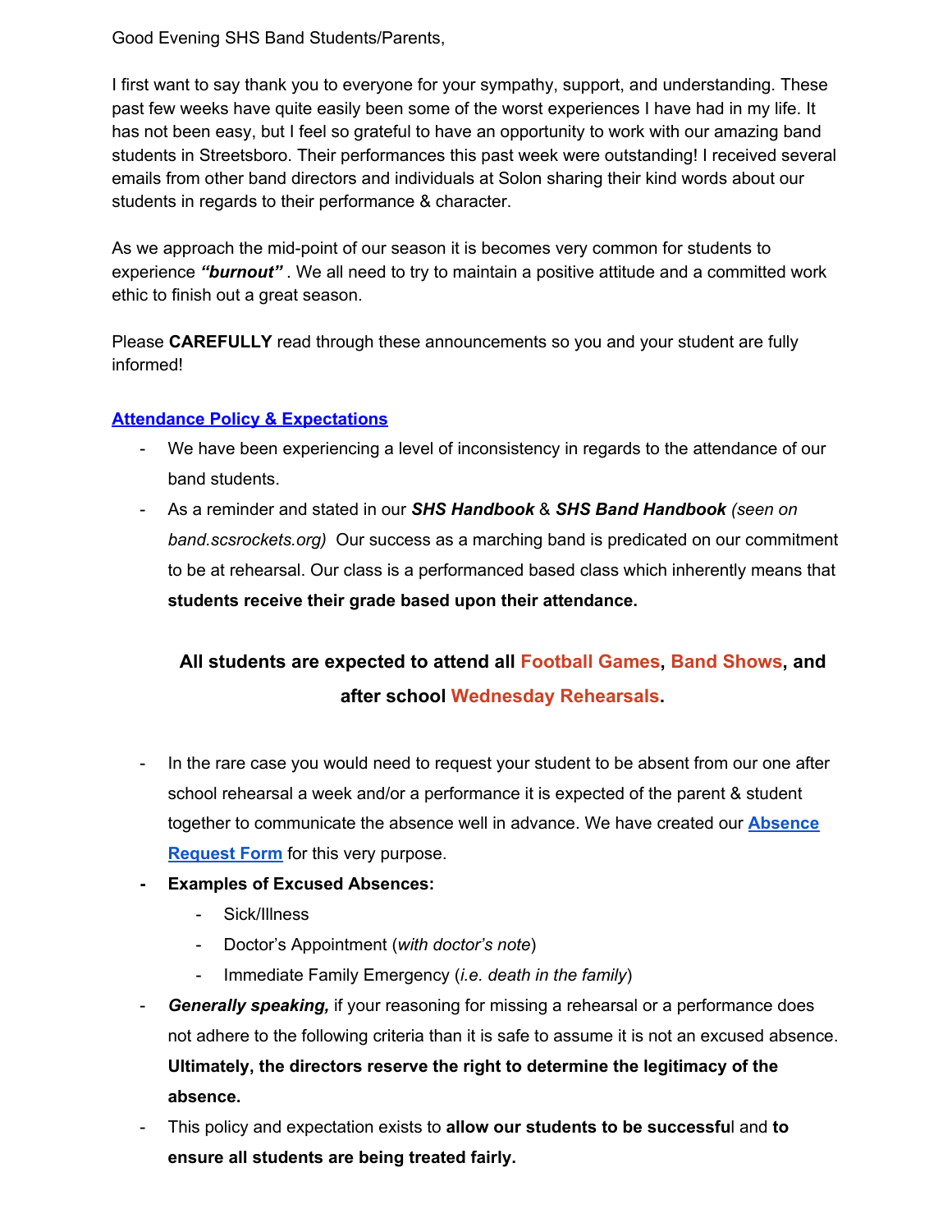Good Evening SHS Band Students/Parents,

I first want to say thank you to everyone for your sympathy, support, and understanding. These past few weeks have quite easily been some of the worst experiences I have had in my life. It has not been easy, but I feel so grateful to have an opportunity to work with our amazing band students in Streetsboro. Their performances this past week were outstanding! I received several emails from other band directors and individuals at Solon sharing their kind words about our students in regards to their performance & character.

As we approach the mid-point of our season it is becomes very common for students to experience ***"burnout"*** . We all need to try to maintain a positive attitude and a committed work ethic to finish out a great season.

Please **CAREFULLY** read through these announcements so you and your student are fully informed!

## Attendance Policy & Expectations

- We have been experiencing a level of inconsistency in regards to the attendance of our band students.
- As a reminder and stated in our ***SHS Handbook*** & ***SHS Band Handbook*** *(seen on band.scsrockets.org)* Our success as a marching band is predicated on our commitment to be at rehearsal. Our class is a performanced based class which inherently means that **students receive their grade based upon their attendance.**

**All students are expected to attend all Football Games, Band Shows, and after school Wednesday Rehearsals.**

- In the rare case you would need to request your student to be absent from our one after school rehearsal a week and/or a performance it is expected of the parent & student together to communicate the absence well in advance. We have created our **Absence Request Form** for this very purpose.
- **Examples of Excused Absences:**
  - Sick/Illness
  - Doctor's Appointment (*with doctor's note*)
  - Immediate Family Emergency (*i.e. death in the family*)
- ***Generally speaking,*** if your reasoning for missing a rehearsal or a performance does not adhere to the following criteria than it is safe to assume it is not an excused absence. **Ultimately, the directors reserve the right to determine the legitimacy of the absence.**
- This policy and expectation exists to **allow our students to be successful** and **to ensure all students are being treated fairly.**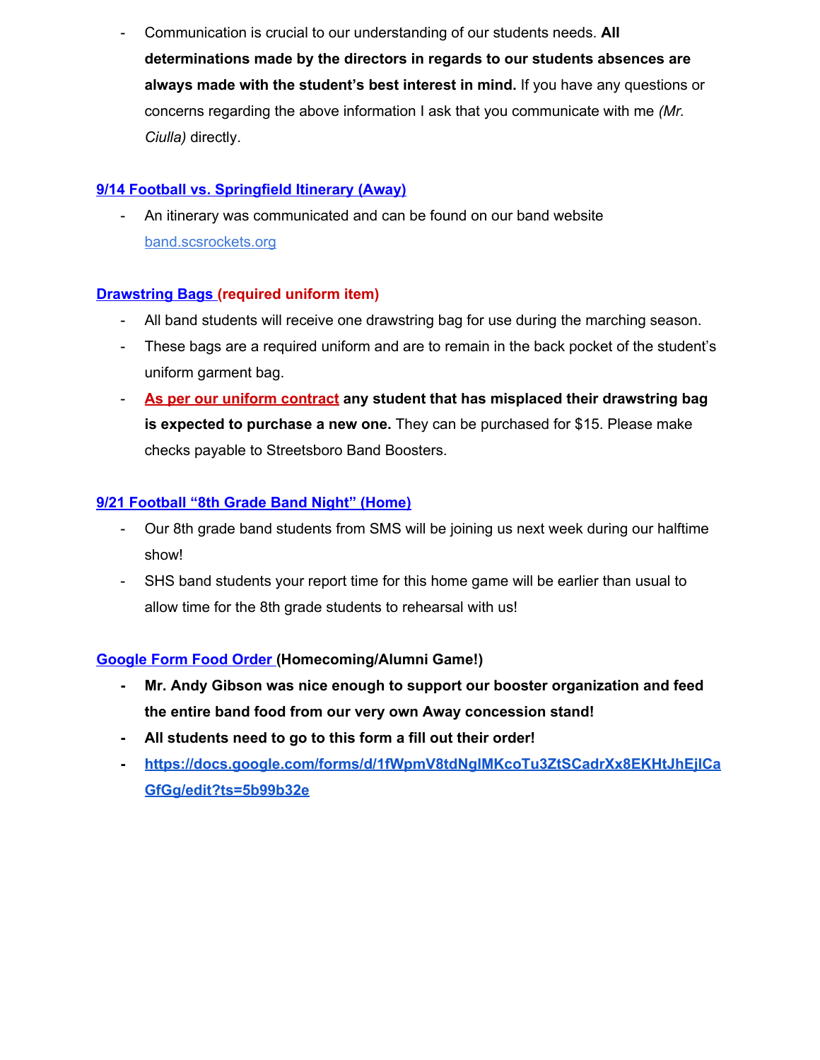- Communication is crucial to our understanding of our students needs. **All determinations made by the directors in regards to our students absences are always made with the student's best interest in mind.** If you have any questions or concerns regarding the above information I ask that you communicate with me *(Mr. Ciulla)* directly.

**9/14 Football vs. Springfield Itinerary (Away)**

- An itinerary was communicated and can be found on our band website band.scsrockets.org

**Drawstring Bags (required uniform item)**

- All band students will receive one drawstring bag for use during the marching season.
- These bags are a required uniform and are to remain in the back pocket of the student's uniform garment bag.
- **As per our uniform contract any student that has misplaced their drawstring bag is expected to purchase a new one.** They can be purchased for $15. Please make checks payable to Streetsboro Band Boosters.

**9/21 Football "8th Grade Band Night" (Home)**

- Our 8th grade band students from SMS will be joining us next week during our halftime show!
- SHS band students your report time for this home game will be earlier than usual to allow time for the 8th grade students to rehearsal with us!

**Google Form Food Order (Homecoming/Alumni Game!)**

- **Mr. Andy Gibson was nice enough to support our booster organization and feed the entire band food from our very own Away concession stand!**
- **All students need to go to this form a fill out their order!**
- **https://docs.google.com/forms/d/1fWpmV8tdNglMKcoTu3ZtSCadrXx8EKHtJhEjlCaGfGg/edit?ts=5b99b32e**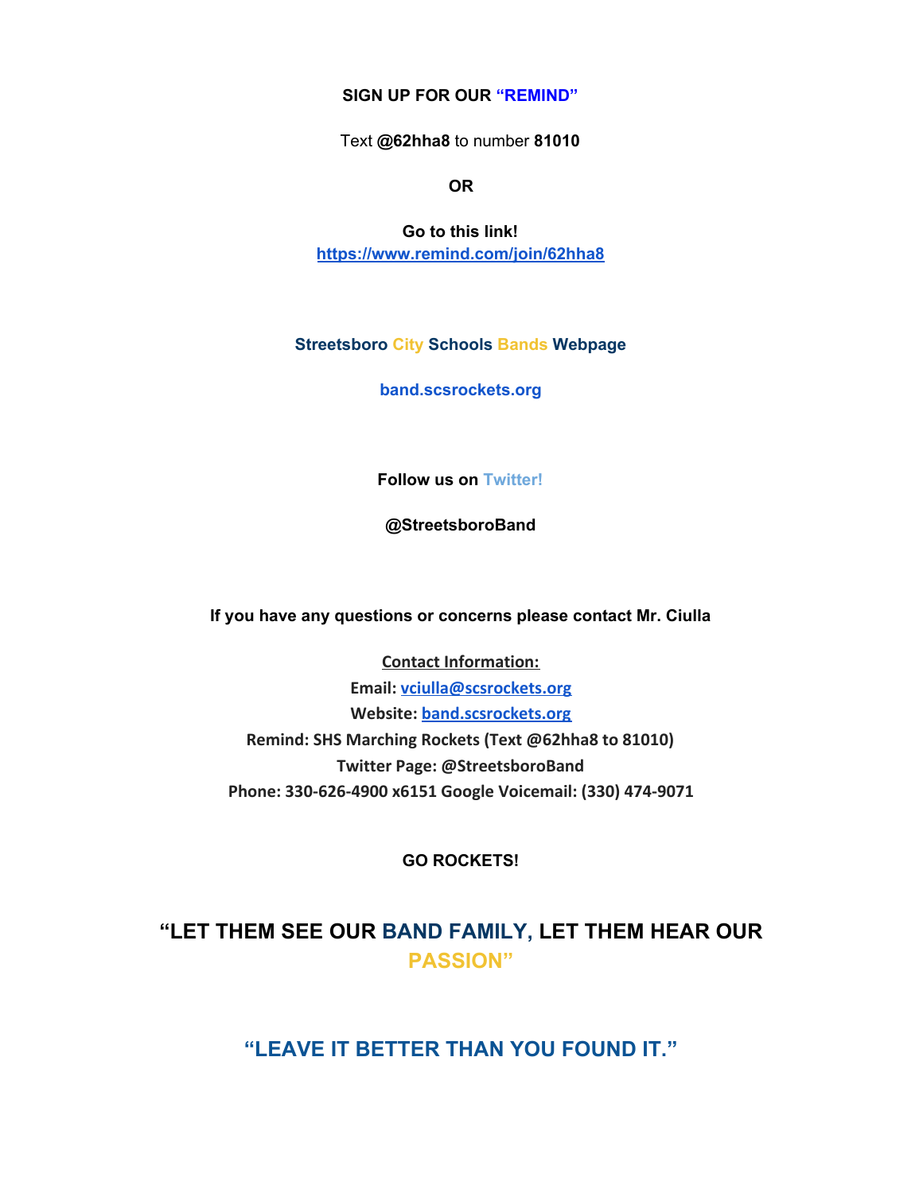**SIGN UP FOR OUR "REMIND"**

Text **@62hha8** to number **81010**

**OR**

**Go to this link!**
**https://www.remind.com/join/62hha8**

**Streetsboro City Schools Bands Webpage**

**band.scsrockets.org**

**Follow us on Twitter!**

**@StreetsboroBand**

**If you have any questions or concerns please contact Mr. Ciulla**

**Contact Information:**
**Email: vciulla@scsrockets.org**
**Website: band.scsrockets.org**
**Remind: SHS Marching Rockets (Text @62hha8 to 81010)**
**Twitter Page: @StreetsboroBand**
**Phone: 330-626-4900 x6151 Google Voicemail: (330) 474-9071**

**GO ROCKETS!**

## "LET THEM SEE OUR BAND FAMILY, LET THEM HEAR OUR PASSION"

## "LEAVE IT BETTER THAN YOU FOUND IT."